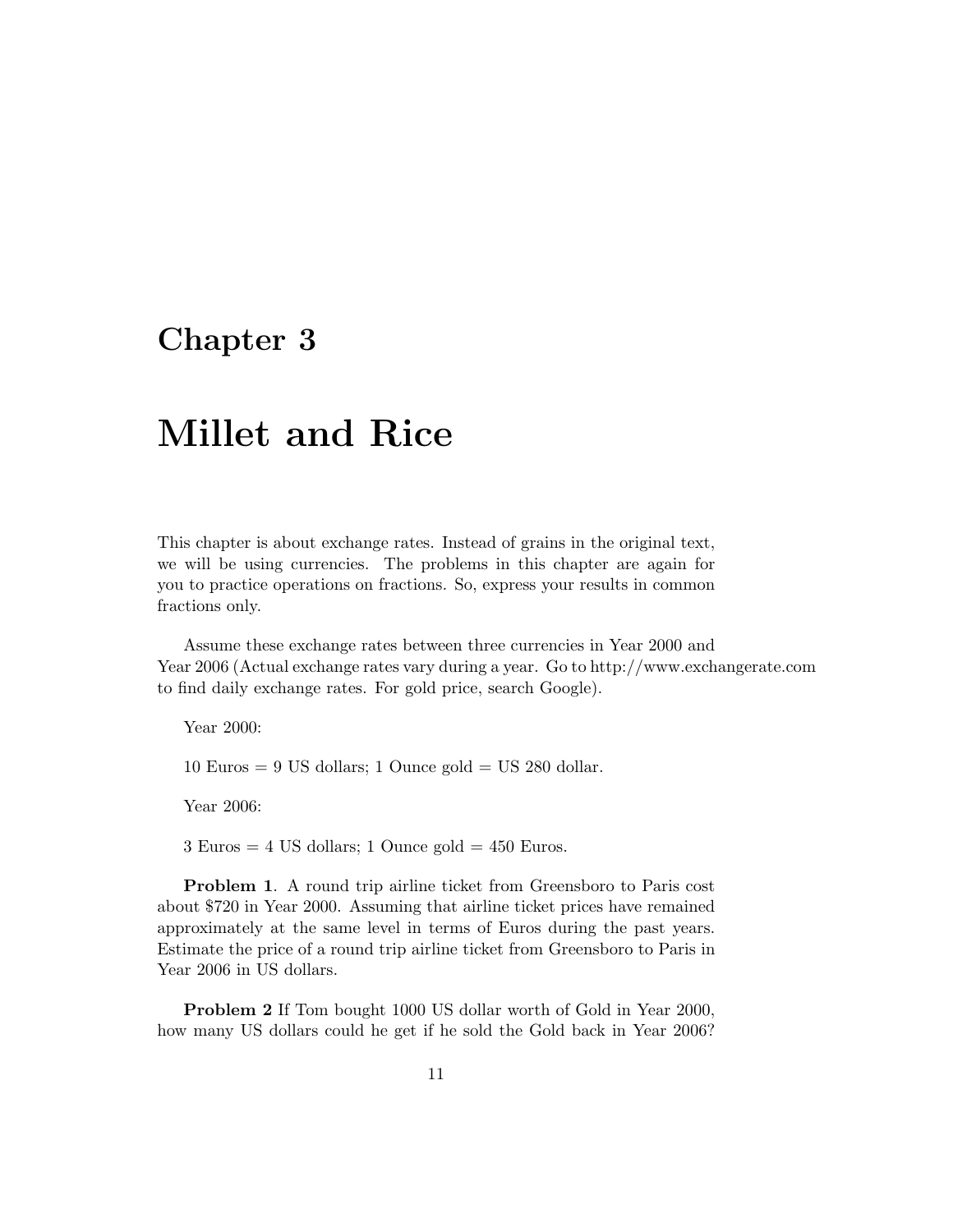# Chapter 3

# Millet and Rice

This chapter is about exchange rates. Instead of grains in the original text, we will be using currencies. The problems in this chapter are again for you to practice operations on fractions. So, express your results in common fractions only.

Assume these exchange rates between three currencies in Year 2000 and Year 2006 (Actual exchange rates vary during a year. Go to http://www.exchangerate.com to find daily exchange rates. For gold price, search Google).

Year 2000:

10 Euros = 9 US dollars; 1 Ounce gold = US 280 dollar.

Year 2006:

3 Euros = 4 US dollars; 1 Ounce gold = 450 Euros.

**Problem 1**. A round trip airline ticket from Greensboro to Paris cost about $720 in Year 2000. Assuming that airline ticket prices have remained approximately at the same level in terms of Euros during the past years. Estimate the price of a round trip airline ticket from Greensboro to Paris in Year 2006 in US dollars.

**Problem 2** If Tom bought 1000 US dollar worth of Gold in Year 2000, how many US dollars could he get if he sold the Gold back in Year 2006?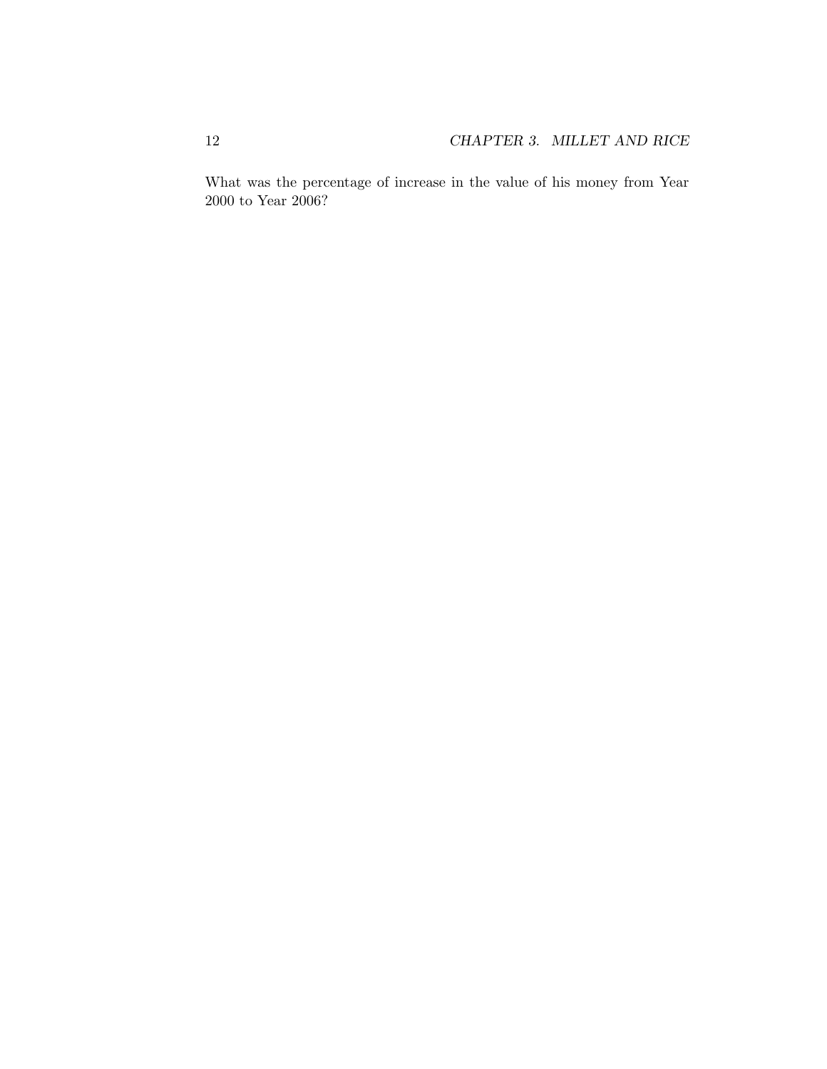What was the percentage of increase in the value of his money from Year 2000 to Year 2006?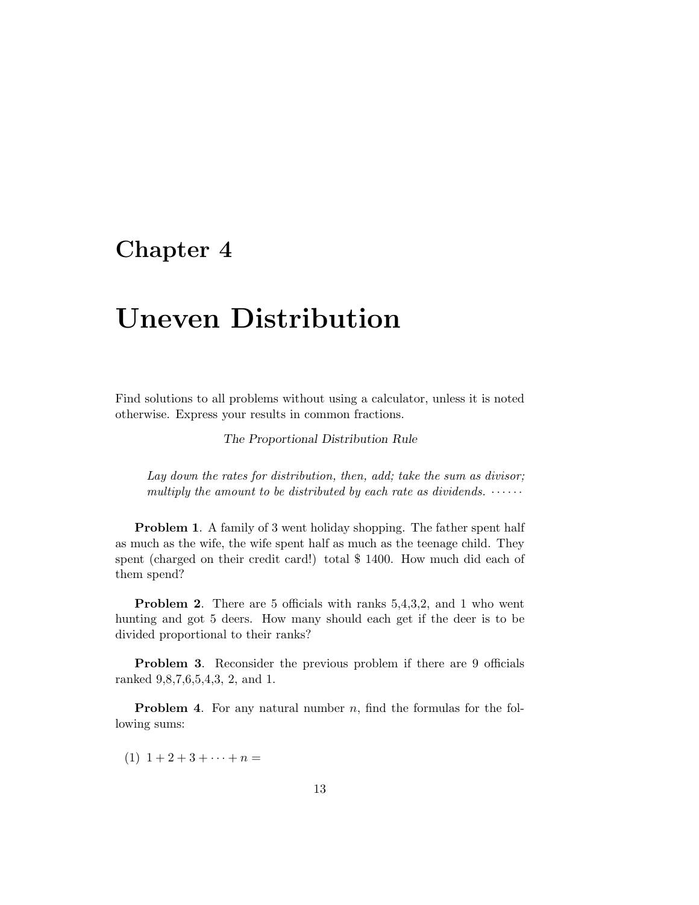# Chapter 4

# Uneven Distribution

Find solutions to all problems without using a calculator, unless it is noted otherwise. Express your results in common fractions.

*The Proportional Distribution Rule*

> *Lay down the rates for distribution, then, add; take the sum as divisor; multiply the amount to be distributed by each rate as dividends.* ······

**Problem 1**. A family of 3 went holiday shopping. The father spent half as much as the wife, the wife spent half as much as the teenage child. They spent (charged on their credit card!) total \$ 1400. How much did each of them spend?

**Problem 2**. There are 5 officials with ranks 5,4,3,2, and 1 who went hunting and got 5 deers. How many should each get if the deer is to be divided proportional to their ranks?

**Problem 3**. Reconsider the previous problem if there are 9 officials ranked 9,8,7,6,5,4,3, 2, and 1.

**Problem 4**. For any natural number $n$, find the formulas for the following sums:

(1) $1 + 2 + 3 + \cdots + n =$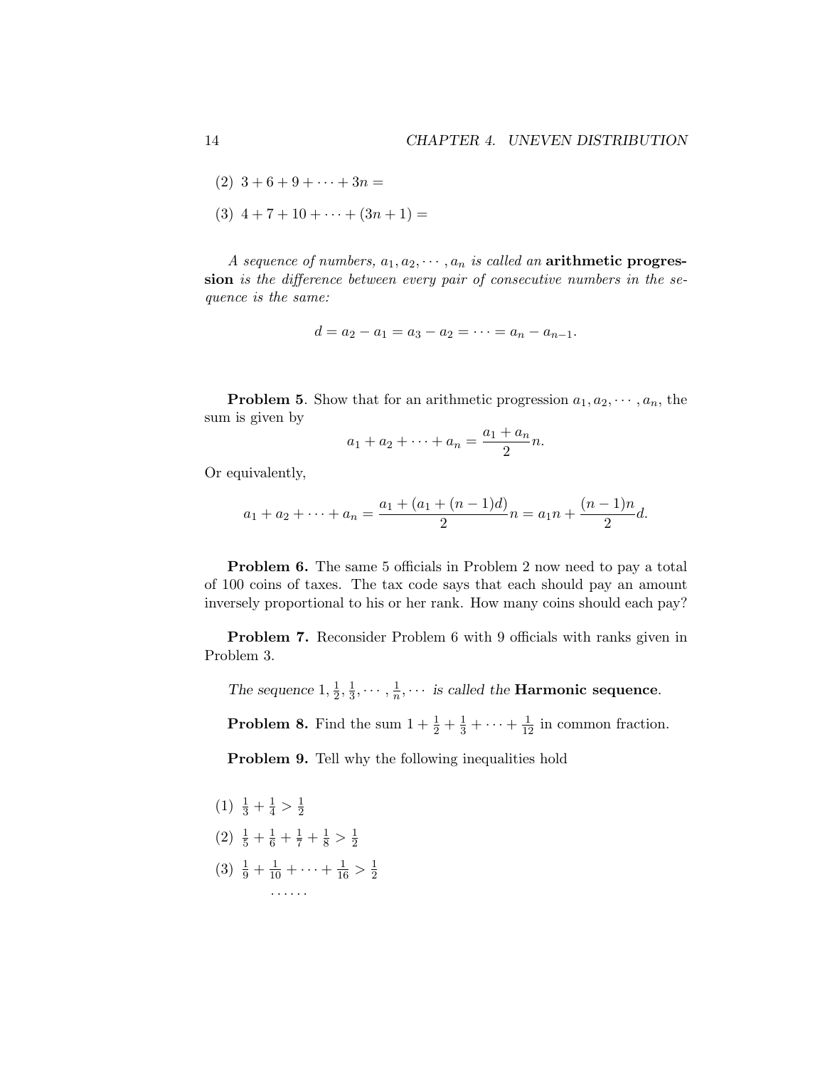(2) $3 + 6 + 9 + \cdots + 3n =$

(3) $4 + 7 + 10 + \cdots + (3n + 1) =$

*A sequence of numbers, $a_1, a_2, \cdots, a_n$ is called an* **arithmetic progression** *is the difference between every pair of consecutive numbers in the sequence is the same:*

$$d = a_2 - a_1 = a_3 - a_2 = \cdots = a_n - a_{n-1}.$$

**Problem 5**. Show that for an arithmetic progression $a_1, a_2, \cdots, a_n$, the sum is given by

$$a_1 + a_2 + \cdots + a_n = \frac{a_1 + a_n}{2} n.$$

Or equivalently,

$$a_1 + a_2 + \cdots + a_n = \frac{a_1 + (a_1 + (n-1)d)}{2} n = a_1 n + \frac{(n-1)n}{2} d.$$

**Problem 6.** The same 5 officials in Problem 2 now need to pay a total of 100 coins of taxes. The tax code says that each should pay an amount inversely proportional to his or her rank. How many coins should each pay?

**Problem 7.** Reconsider Problem 6 with 9 officials with ranks given in Problem 3.

*The sequence $1, \frac{1}{2}, \frac{1}{3}, \cdots, \frac{1}{n}, \cdots$ is called the* **Harmonic sequence**.

**Problem 8.** Find the sum $1 + \frac{1}{2} + \frac{1}{3} + \cdots + \frac{1}{12}$ in common fraction.

**Problem 9.** Tell why the following inequalities hold

(1) $\frac{1}{3} + \frac{1}{4} > \frac{1}{2}$

(2) $\frac{1}{5} + \frac{1}{6} + \frac{1}{7} + \frac{1}{8} > \frac{1}{2}$

(3) $\frac{1}{9} + \frac{1}{10} + \cdots + \frac{1}{16} > \frac{1}{2}$

$\cdots\cdots$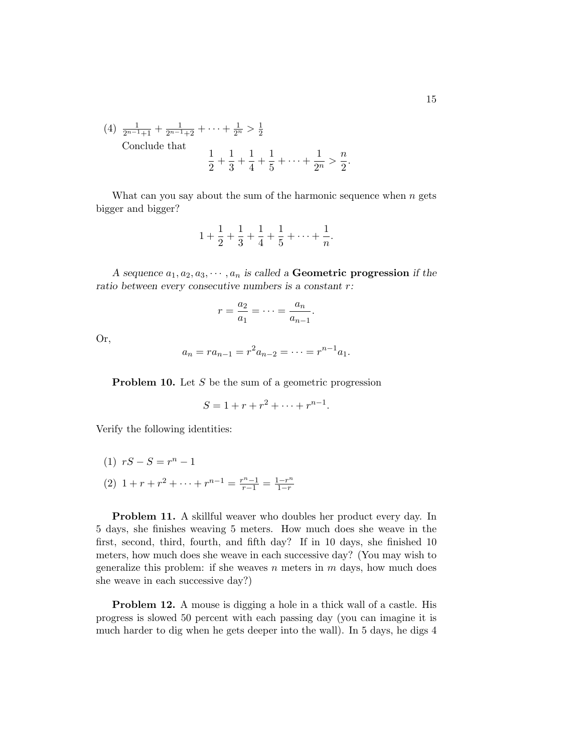(4) $\frac{1}{2^{n-1}+1} + \frac{1}{2^{n-1}+2} + \cdots + \frac{1}{2^n} > \frac{1}{2}$

Conclude that
$$\frac{1}{2} + \frac{1}{3} + \frac{1}{4} + \frac{1}{5} + \cdots + \frac{1}{2^n} > \frac{n}{2}.$$

What can you say about the sum of the harmonic sequence when $n$ gets bigger and bigger?

$$1 + \frac{1}{2} + \frac{1}{3} + \frac{1}{4} + \frac{1}{5} + \cdots + \frac{1}{n}.$$

*A sequence $a_1, a_2, a_3, \cdots, a_n$ is called a* **Geometric progression** *if the ratio between every consecutive numbers is a constant $r$:*

$$r = \frac{a_2}{a_1} = \cdots = \frac{a_n}{a_{n-1}}.$$

Or,

$$a_n = ra_{n-1} = r^2 a_{n-2} = \cdots = r^{n-1} a_1.$$

**Problem 10.** Let $S$ be the sum of a geometric progression

$$S = 1 + r + r^2 + \cdots + r^{n-1}.$$

Verify the following identities:

(1) $rS - S = r^n - 1$

(2) $1 + r + r^2 + \cdots + r^{n-1} = \frac{r^n - 1}{r - 1} = \frac{1 - r^n}{1 - r}$

**Problem 11.** A skillful weaver who doubles her product every day. In 5 days, she finishes weaving 5 meters. How much does she weave in the first, second, third, fourth, and fifth day? If in 10 days, she finished 10 meters, how much does she weave in each successive day? (You may wish to generalize this problem: if she weaves $n$ meters in $m$ days, how much does she weave in each successive day?)

**Problem 12.** A mouse is digging a hole in a thick wall of a castle. His progress is slowed 50 percent with each passing day (you can imagine it is much harder to dig when he gets deeper into the wall). In 5 days, he digs 4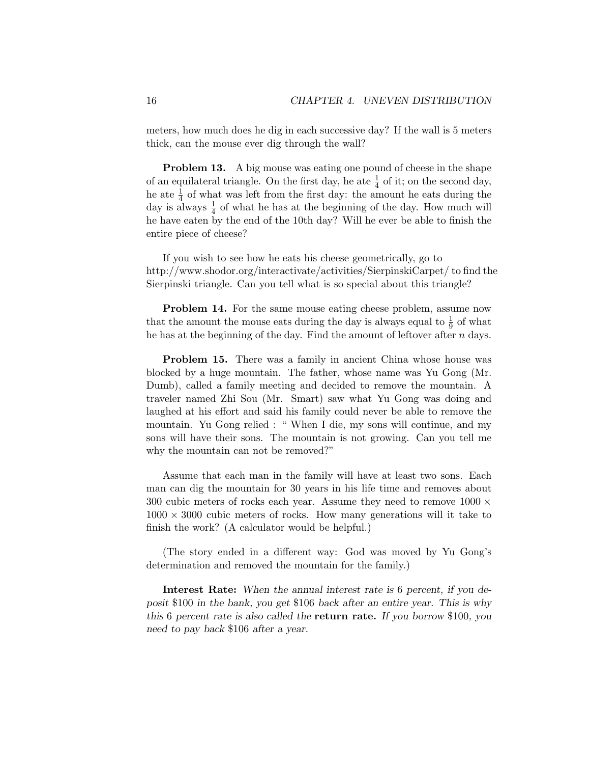meters, how much does he dig in each successive day? If the wall is 5 meters thick, can the mouse ever dig through the wall?

**Problem 13.** A big mouse was eating one pound of cheese in the shape of an equilateral triangle. On the first day, he ate $\frac{1}{4}$ of it; on the second day, he ate $\frac{1}{4}$ of what was left from the first day: the amount he eats during the day is always $\frac{1}{4}$ of what he has at the beginning of the day. How much will he have eaten by the end of the 10th day? Will he ever be able to finish the entire piece of cheese?

If you wish to see how he eats his cheese geometrically, go to http://www.shodor.org/interactivate/activities/SierpinskiCarpet/ to find the Sierpinski triangle. Can you tell what is so special about this triangle?

**Problem 14.** For the same mouse eating cheese problem, assume now that the amount the mouse eats during the day is always equal to $\frac{1}{9}$ of what he has at the beginning of the day. Find the amount of leftover after $n$ days.

**Problem 15.** There was a family in ancient China whose house was blocked by a huge mountain. The father, whose name was Yu Gong (Mr. Dumb), called a family meeting and decided to remove the mountain. A traveler named Zhi Sou (Mr. Smart) saw what Yu Gong was doing and laughed at his effort and said his family could never be able to remove the mountain. Yu Gong relied : " When I die, my sons will continue, and my sons will have their sons. The mountain is not growing. Can you tell me why the mountain can not be removed?"

Assume that each man in the family will have at least two sons. Each man can dig the mountain for 30 years in his life time and removes about 300 cubic meters of rocks each year. Assume they need to remove $1000 \times 1000 \times 3000$ cubic meters of rocks. How many generations will it take to finish the work? (A calculator would be helpful.)

(The story ended in a different way: God was moved by Yu Gong's determination and removed the mountain for the family.)

**Interest Rate:** *When the annual interest rate is* 6 *percent, if you deposit* \$100 *in the bank, you get* \$106 *back after an entire year. This is why this* 6 *percent rate is also called the* **return rate.** *If you borrow* \$100*, you need to pay back* \$106 *after a year.*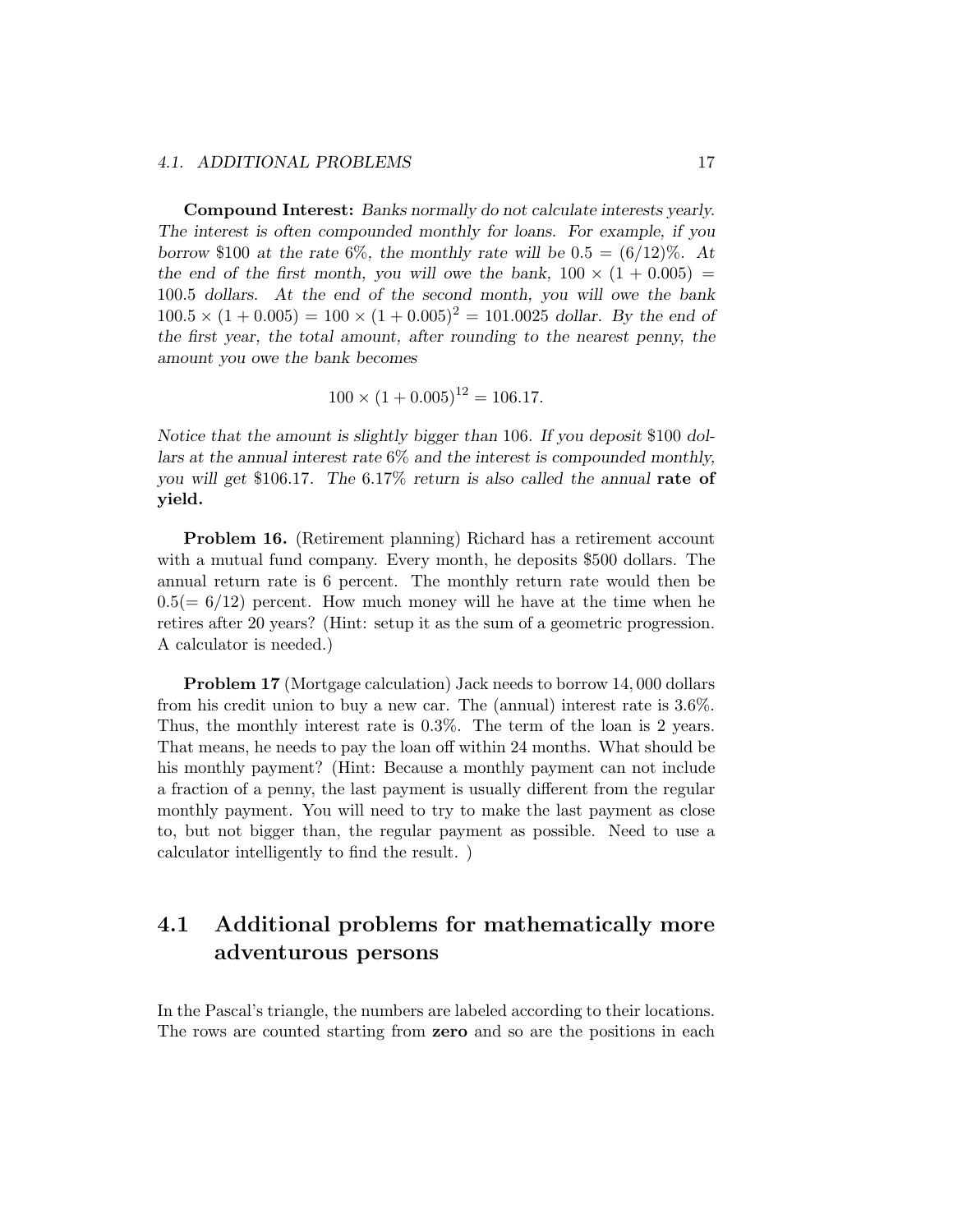**Compound Interest:** *Banks normally do not calculate interests yearly. The interest is often compounded monthly for loans. For example, if you borrow \$100 at the rate 6%, the monthly rate will be* $0.5 = (6/12)\%$. *At the end of the first month, you will owe the bank,* $100 \times (1 + 0.005) = 100.5$ *dollars. At the end of the second month, you will owe the bank* $100.5 \times (1 + 0.005) = 100 \times (1 + 0.005)^2 = 101.0025$ *dollar. By the end of the first year, the total amount, after rounding to the nearest penny, the amount you owe the bank becomes*

$$100 \times (1 + 0.005)^{12} = 106.17.$$

*Notice that the amount is slightly bigger than* 106. *If you deposit \$100 dollars at the annual interest rate* 6% *and the interest is compounded monthly, you will get* \$106.17. *The* 6.17% *return is also called the annual* **rate of yield.**

**Problem 16.** (Retirement planning) Richard has a retirement account with a mutual fund company. Every month, he deposits \$500 dollars. The annual return rate is 6 percent. The monthly return rate would then be $0.5 (= 6/12)$ percent. How much money will he have at the time when he retires after 20 years? (Hint: setup it as the sum of a geometric progression. A calculator is needed.)

**Problem 17** (Mortgage calculation) Jack needs to borrow 14,000 dollars from his credit union to buy a new car. The (annual) interest rate is 3.6%. Thus, the monthly interest rate is 0.3%. The term of the loan is 2 years. That means, he needs to pay the loan off within 24 months. What should be his monthly payment? (Hint: Because a monthly payment can not include a fraction of a penny, the last payment is usually different from the regular monthly payment. You will need to try to make the last payment as close to, but not bigger than, the regular payment as possible. Need to use a calculator intelligently to find the result. )

## 4.1 Additional problems for mathematically more adventurous persons

In the Pascal's triangle, the numbers are labeled according to their locations. The rows are counted starting from **zero** and so are the positions in each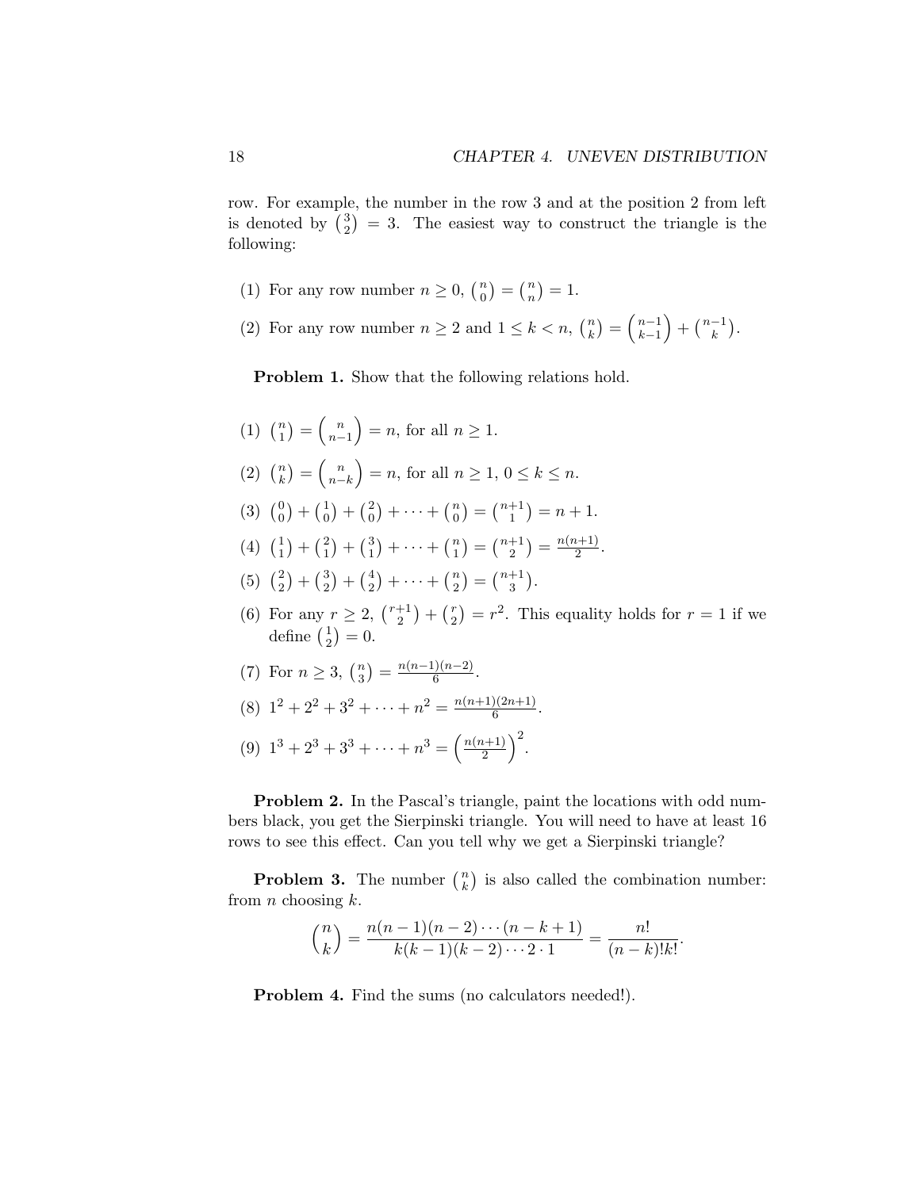row. For example, the number in the row 3 and at the position 2 from left is denoted by $\binom{3}{2} = 3$. The easiest way to construct the triangle is the following:

(1) For any row number $n \geq 0$, $\binom{n}{0} = \binom{n}{n} = 1$.

(2) For any row number $n \geq 2$ and $1 \leq k < n$, $\binom{n}{k} = \binom{n-1}{k-1} + \binom{n-1}{k}$.

**Problem 1.** Show that the following relations hold.

(1) $\binom{n}{1} = \binom{n}{n-1} = n$, for all $n \geq 1$.

(2) $\binom{n}{k} = \binom{n}{n-k} = n$, for all $n \geq 1$, $0 \leq k \leq n$.

(3) $\binom{0}{0} + \binom{1}{0} + \binom{2}{0} + \cdots + \binom{n}{0} = \binom{n+1}{1} = n + 1$.

(4) $\binom{1}{1} + \binom{2}{1} + \binom{3}{1} + \cdots + \binom{n}{1} = \binom{n+1}{2} = \frac{n(n+1)}{2}$.

(5) $\binom{2}{2} + \binom{3}{2} + \binom{4}{2} + \cdots + \binom{n}{2} = \binom{n+1}{3}$.

(6) For any $r \geq 2$, $\binom{r+1}{2} + \binom{r}{2} = r^2$. This equality holds for $r = 1$ if we define $\binom{1}{2} = 0$.

(7) For $n \geq 3$, $\binom{n}{3} = \frac{n(n-1)(n-2)}{6}$.

(8) $1^2 + 2^2 + 3^2 + \cdots + n^2 = \frac{n(n+1)(2n+1)}{6}$.

(9) $1^3 + 2^3 + 3^3 + \cdots + n^3 = \left(\frac{n(n+1)}{2}\right)^2$.

**Problem 2.** In the Pascal's triangle, paint the locations with odd numbers black, you get the Sierpinski triangle. You will need to have at least 16 rows to see this effect. Can you tell why we get a Sierpinski triangle?

**Problem 3.** The number $\binom{n}{k}$ is also called the combination number: from $n$ choosing $k$.

$$\binom{n}{k} = \frac{n(n-1)(n-2)\cdots(n-k+1)}{k(k-1)(k-2)\cdots 2 \cdot 1} = \frac{n!}{(n-k)!k!}.$$

**Problem 4.** Find the sums (no calculators needed!).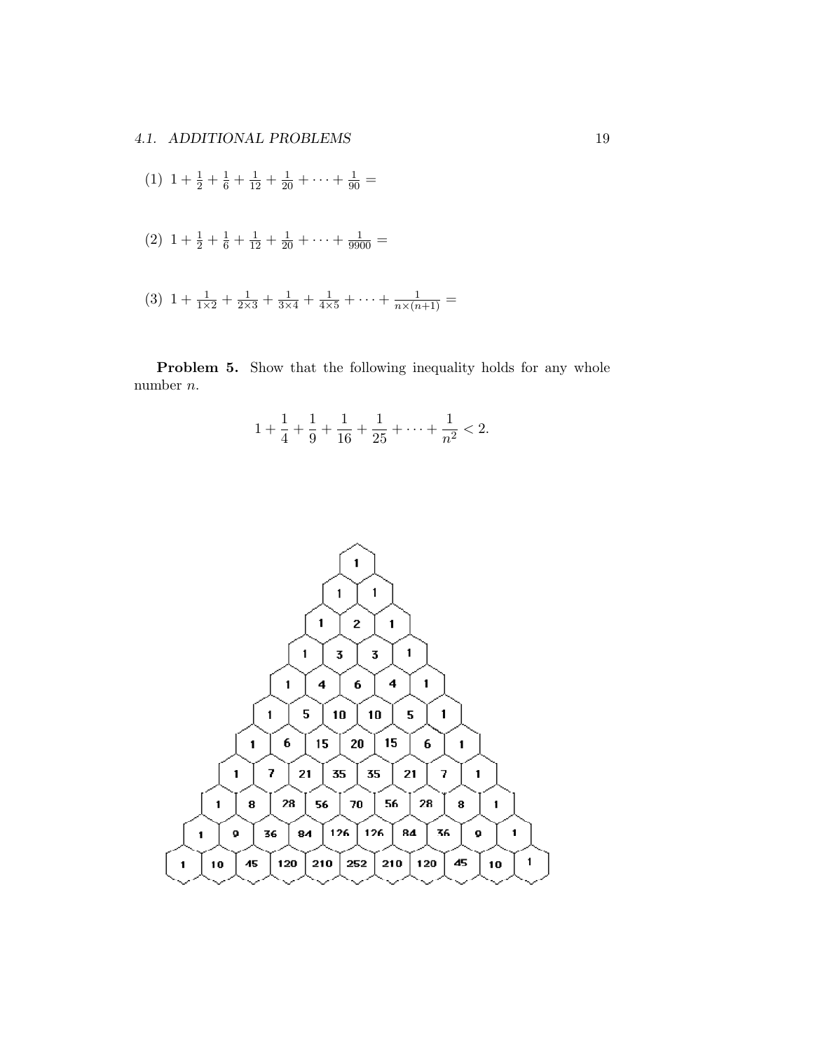(1) $1 + \frac{1}{2} + \frac{1}{6} + \frac{1}{12} + \frac{1}{20} + \cdots + \frac{1}{90} =$

(2) $1 + \frac{1}{2} + \frac{1}{6} + \frac{1}{12} + \frac{1}{20} + \cdots + \frac{1}{9900} =$

(3) $1 + \frac{1}{1\times 2} + \frac{1}{2\times 3} + \frac{1}{3\times 4} + \frac{1}{4\times 5} + \cdots + \frac{1}{n\times(n+1)} =$

**Problem 5.** Show that the following inequality holds for any whole number $n$.

$$1 + \frac{1}{4} + \frac{1}{9} + \frac{1}{16} + \frac{1}{25} + \cdots + \frac{1}{n^2} < 2.$$

```
                    1
                  1   1
                1   2   1
              1   3   3   1
            1   4   6   4   1
          1   5  10  10   5   1
        1   6  15  20  15   6   1
      1   7  21  35  35  21   7   1
    1   8  28  56  70  56  28   8   1
  1   9  36  84 126 126  84  36   9   1
1  10  45 120 210 252 210 120  45  10   1
```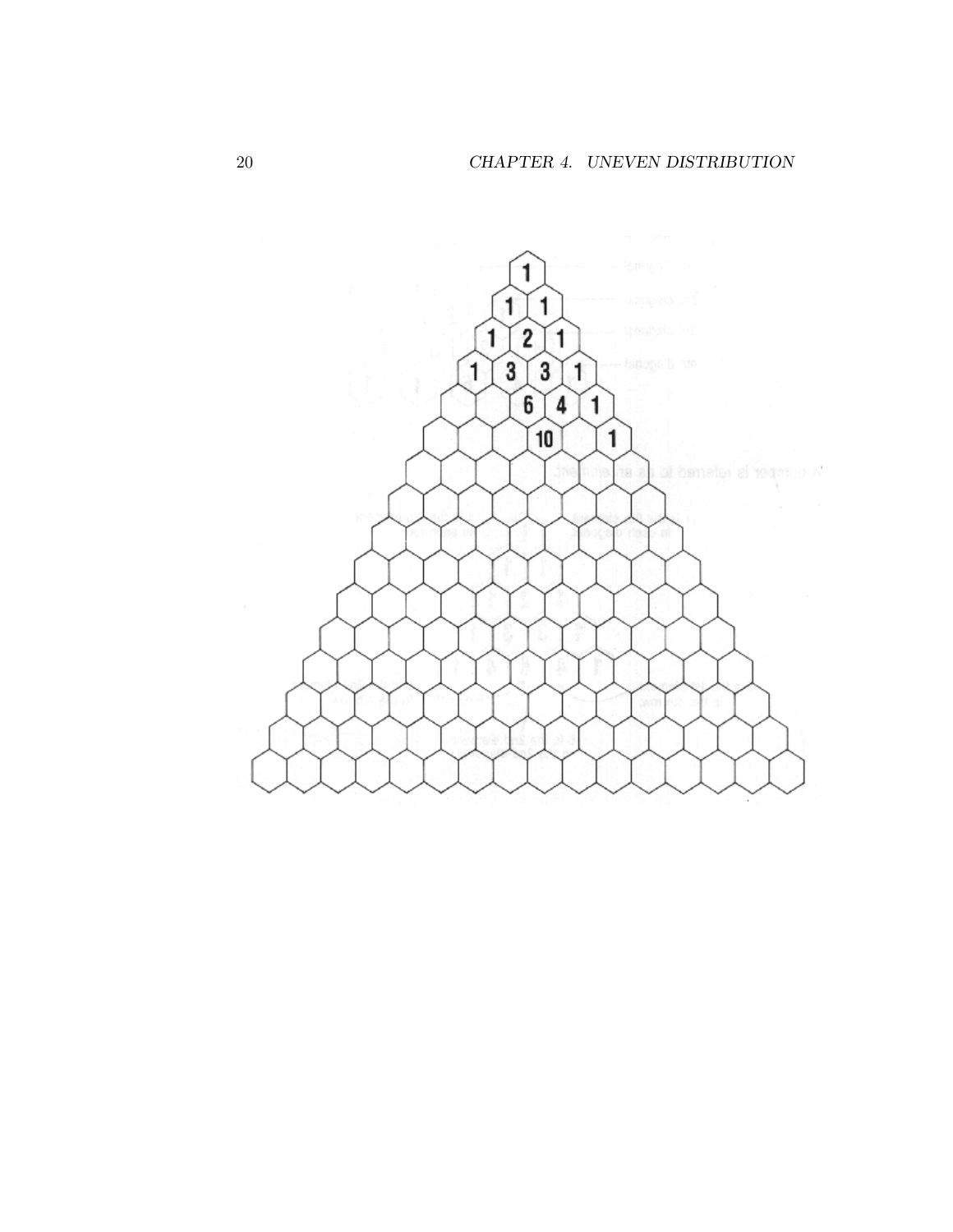1

1 1

1 2 1

1 3 3 1

6 4 1

10 1